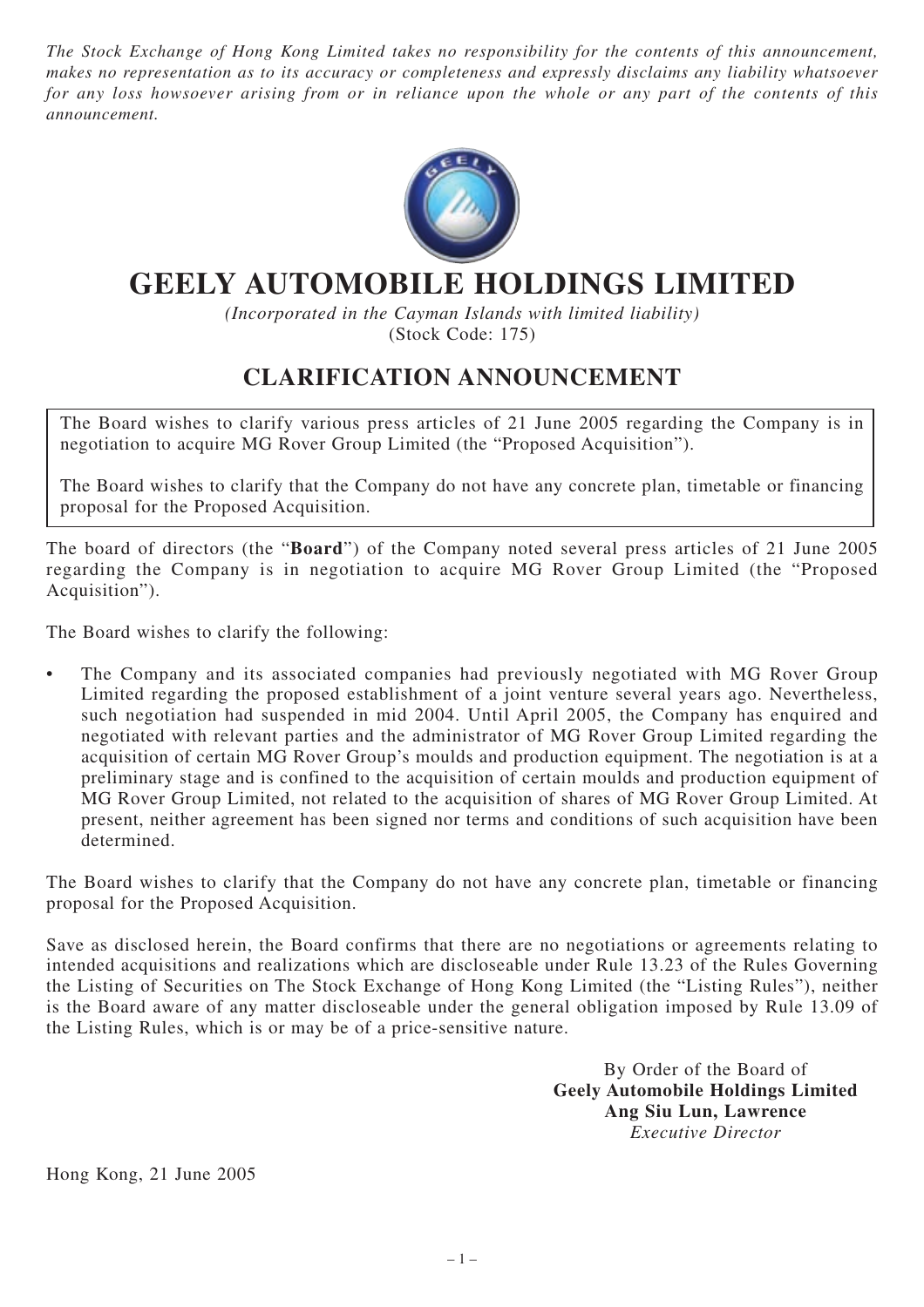*The Stock Exchange of Hong Kong Limited takes no responsibility for the contents of this announcement, makes no representation as to its accuracy or completeness and expressly disclaims any liability whatsoever for any loss howsoever arising from or in reliance upon the whole or any part of the contents of this announcement.*

# GEELY AUTOMOBILE HOLDINGS LIMITED

*(Incorporated in the Cayman Islands with limited liability)*
(Stock Code: 175)

## CLARIFICATION ANNOUNCEMENT

The Board wishes to clarify various press articles of 21 June 2005 regarding the Company is in negotiation to acquire MG Rover Group Limited (the "Proposed Acquisition").

The Board wishes to clarify that the Company do not have any concrete plan, timetable or financing proposal for the Proposed Acquisition.

The board of directors (the "**Board**") of the Company noted several press articles of 21 June 2005 regarding the Company is in negotiation to acquire MG Rover Group Limited (the "Proposed Acquisition").

The Board wishes to clarify the following:

- The Company and its associated companies had previously negotiated with MG Rover Group Limited regarding the proposed establishment of a joint venture several years ago. Nevertheless, such negotiation had suspended in mid 2004. Until April 2005, the Company has enquired and negotiated with relevant parties and the administrator of MG Rover Group Limited regarding the acquisition of certain MG Rover Group's moulds and production equipment. The negotiation is at a preliminary stage and is confined to the acquisition of certain moulds and production equipment of MG Rover Group Limited, not related to the acquisition of shares of MG Rover Group Limited. At present, neither agreement has been signed nor terms and conditions of such acquisition have been determined.

The Board wishes to clarify that the Company do not have any concrete plan, timetable or financing proposal for the Proposed Acquisition.

Save as disclosed herein, the Board confirms that there are no negotiations or agreements relating to intended acquisitions and realizations which are discloseable under Rule 13.23 of the Rules Governing the Listing of Securities on The Stock Exchange of Hong Kong Limited (the "Listing Rules"), neither is the Board aware of any matter discloseable under the general obligation imposed by Rule 13.09 of the Listing Rules, which is or may be of a price-sensitive nature.

By Order of the Board of
**Geely Automobile Holdings Limited**
**Ang Siu Lun, Lawrence**
*Executive Director*

Hong Kong, 21 June 2005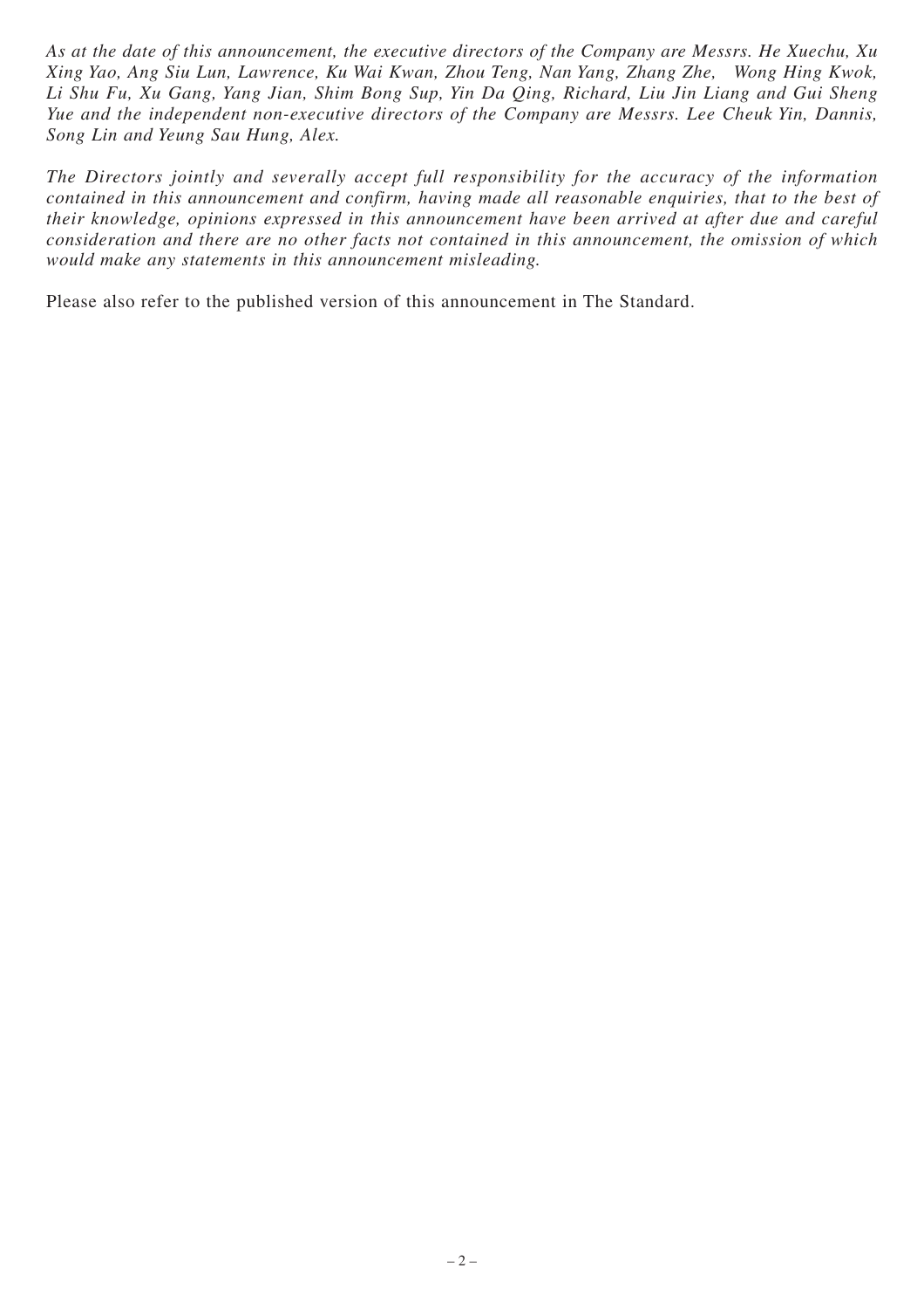*As at the date of this announcement, the executive directors of the Company are Messrs. He Xuechu, Xu Xing Yao, Ang Siu Lun, Lawrence, Ku Wai Kwan, Zhou Teng, Nan Yang, Zhang Zhe, Wong Hing Kwok, Li Shu Fu, Xu Gang, Yang Jian, Shim Bong Sup, Yin Da Qing, Richard, Liu Jin Liang and Gui Sheng Yue and the independent non-executive directors of the Company are Messrs. Lee Cheuk Yin, Dannis, Song Lin and Yeung Sau Hung, Alex.*

*The Directors jointly and severally accept full responsibility for the accuracy of the information contained in this announcement and confirm, having made all reasonable enquiries, that to the best of their knowledge, opinions expressed in this announcement have been arrived at after due and careful consideration and there are no other facts not contained in this announcement, the omission of which would make any statements in this announcement misleading.*

Please also refer to the published version of this announcement in The Standard.